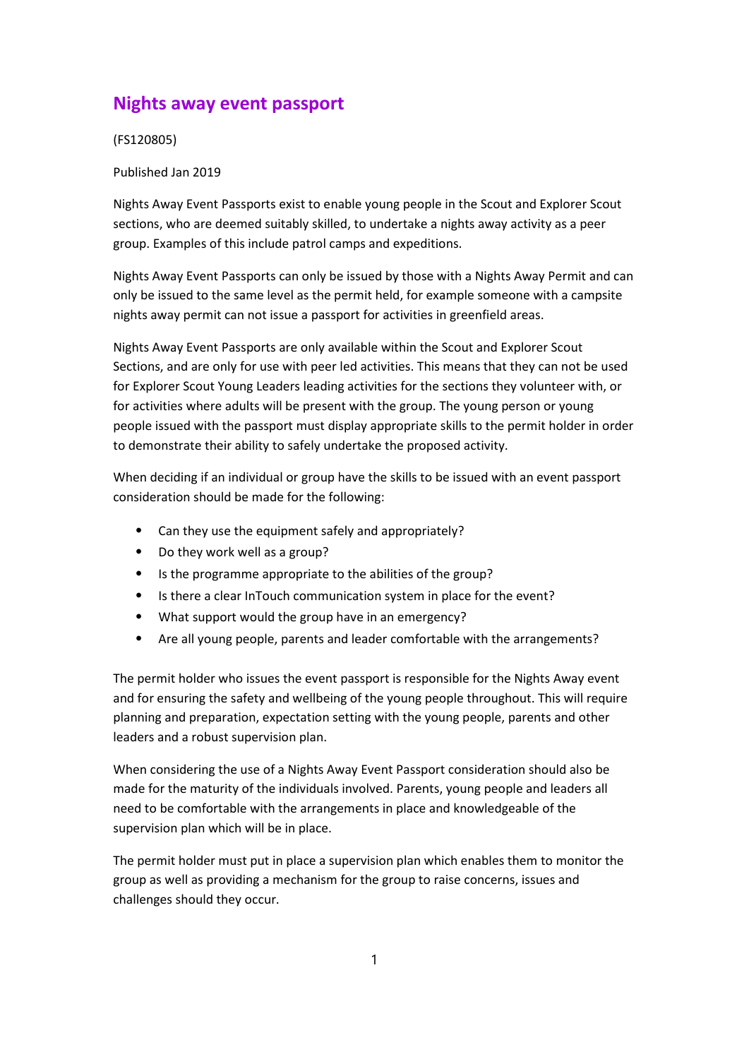# Nights away event passport

(FS120805)

Published Jan 2019

Nights Away Event Passports exist to enable young people in the Scout and Explorer Scout sections, who are deemed suitably skilled, to undertake a nights away activity as a peer group. Examples of this include patrol camps and expeditions.

Nights Away Event Passports can only be issued by those with a Nights Away Permit and can only be issued to the same level as the permit held, for example someone with a campsite nights away permit can not issue a passport for activities in greenfield areas.

Nights Away Event Passports are only available within the Scout and Explorer Scout Sections, and are only for use with peer led activities. This means that they can not be used for Explorer Scout Young Leaders leading activities for the sections they volunteer with, or for activities where adults will be present with the group. The young person or young people issued with the passport must display appropriate skills to the permit holder in order to demonstrate their ability to safely undertake the proposed activity.

When deciding if an individual or group have the skills to be issued with an event passport consideration should be made for the following:

- Can they use the equipment safely and appropriately?
- Do they work well as a group?
- Is the programme appropriate to the abilities of the group?
- Is there a clear InTouch communication system in place for the event?
- What support would the group have in an emergency?
- Are all young people, parents and leader comfortable with the arrangements?

The permit holder who issues the event passport is responsible for the Nights Away event and for ensuring the safety and wellbeing of the young people throughout. This will require planning and preparation, expectation setting with the young people, parents and other leaders and a robust supervision plan.

When considering the use of a Nights Away Event Passport consideration should also be made for the maturity of the individuals involved. Parents, young people and leaders all need to be comfortable with the arrangements in place and knowledgeable of the supervision plan which will be in place.

The permit holder must put in place a supervision plan which enables them to monitor the group as well as providing a mechanism for the group to raise concerns, issues and challenges should they occur.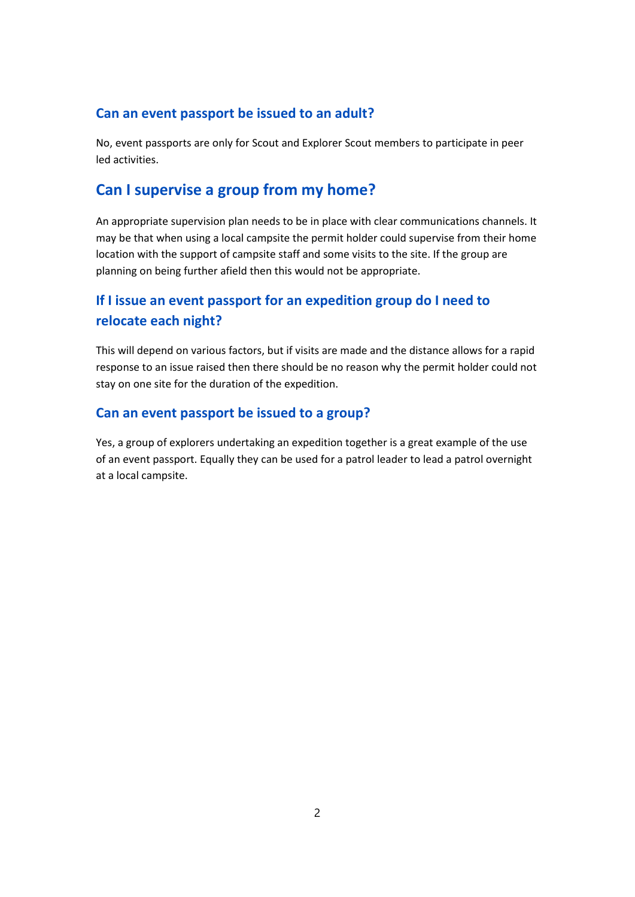### Can an event passport be issued to an adult?

No, event passports are only for Scout and Explorer Scout members to participate in peer led activities.

## Can I supervise a group from my home?

An appropriate supervision plan needs to be in place with clear communications channels. It may be that when using a local campsite the permit holder could supervise from their home location with the support of campsite staff and some visits to the site. If the group are planning on being further afield then this would not be appropriate.

### If I issue an event passport for an expedition group do I need to relocate each night?

This will depend on various factors, but if visits are made and the distance allows for a rapid response to an issue raised then there should be no reason why the permit holder could not stay on one site for the duration of the expedition.

### Can an event passport be issued to a group?

Yes, a group of explorers undertaking an expedition together is a great example of the use of an event passport. Equally they can be used for a patrol leader to lead a patrol overnight at a local campsite.